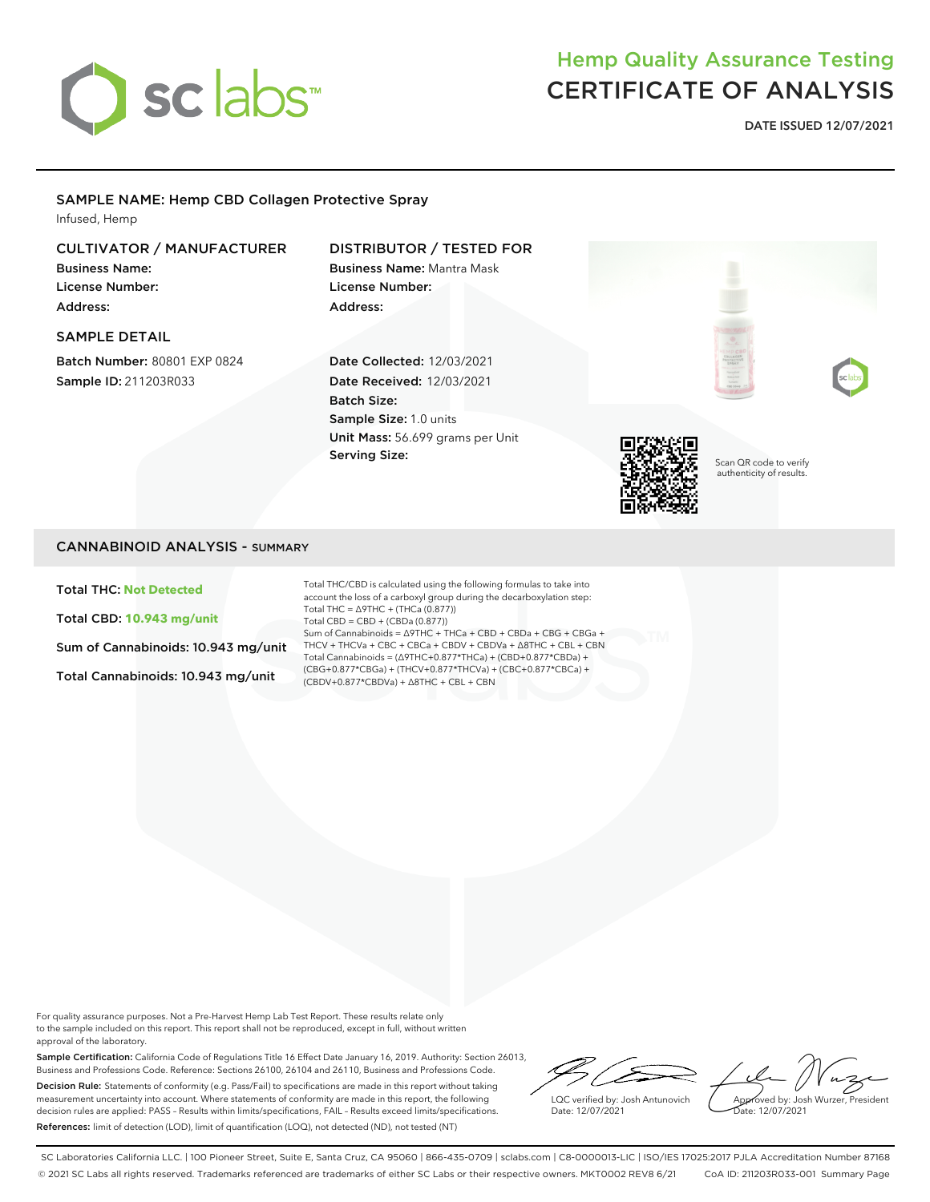sc labs™

# Hemp Quality Assurance Testing
# CERTIFICATE OF ANALYSIS

**DATE ISSUED 12/07/2021**

## SAMPLE NAME: Hemp CBD Collagen Protective Spray

Infused, Hemp

### CULTIVATOR / MANUFACTURER

**Business Name:**
**License Number:**
**Address:**

### DISTRIBUTOR / TESTED FOR

**Business Name:** Mantra Mask
**License Number:**
**Address:**

### SAMPLE DETAIL

**Batch Number:** 80801 EXP 0824
**Sample ID:** 211203R033

**Date Collected:** 12/03/2021
**Date Received:** 12/03/2021
**Batch Size:**
**Sample Size:** 1.0 units
**Unit Mass:** 56.699 grams per Unit
**Serving Size:**

Scan QR code to verify authenticity of results.

## CANNABINOID ANALYSIS - SUMMARY

**Total THC: Not Detected**

**Total CBD: 10.943 mg/unit**

**Sum of Cannabinoids: 10.943 mg/unit**

**Total Cannabinoids: 10.943 mg/unit**

Total THC/CBD is calculated using the following formulas to take into account the loss of a carboxyl group during the decarboxylation step:
Total THC = Δ9THC + (THCa (0.877))
Total CBD = CBD + (CBDa (0.877))
Sum of Cannabinoids = Δ9THC + THCa + CBD + CBDa + CBG + CBGa + THCV + THCVa + CBC + CBCa + CBDV + CBDVa + Δ8THC + CBL + CBN
Total Cannabinoids = (Δ9THC+0.877*THCa) + (CBD+0.877*CBDa) + (CBG+0.877*CBGa) + (THCV+0.877*THCVa) + (CBC+0.877*CBCa) + (CBDV+0.877*CBDVa) + Δ8THC + CBL + CBN

For quality assurance purposes. Not a Pre-Harvest Hemp Lab Test Report. These results relate only to the sample included on this report. This report shall not be reproduced, except in full, without written approval of the laboratory.

**Sample Certification:** California Code of Regulations Title 16 Effect Date January 16, 2019. Authority: Section 26013, Business and Professions Code. Reference: Sections 26100, 26104 and 26110, Business and Professions Code.

**Decision Rule:** Statements of conformity (e.g. Pass/Fail) to specifications are made in this report without taking measurement uncertainty into account. Where statements of conformity are made in this report, the following decision rules are applied: PASS – Results within limits/specifications, FAIL – Results exceed limits/specifications.

**References:** limit of detection (LOD), limit of quantification (LOQ), not detected (ND), not tested (NT)

LQC verified by: Josh Antunovich
Date: 12/07/2021

Approved by: Josh Wurzer, President
Date: 12/07/2021

SC Laboratories California LLC. | 100 Pioneer Street, Suite E, Santa Cruz, CA 95060 | 866-435-0709 | sclabs.com | C8-0000013-LIC | ISO/IES 17025:2017 PJLA Accreditation Number 87168
© 2021 SC Labs all rights reserved. Trademarks referenced are trademarks of either SC Labs or their respective owners. MKT0002 REV8 6/21 CoA ID: 211203R033-001 Summary Page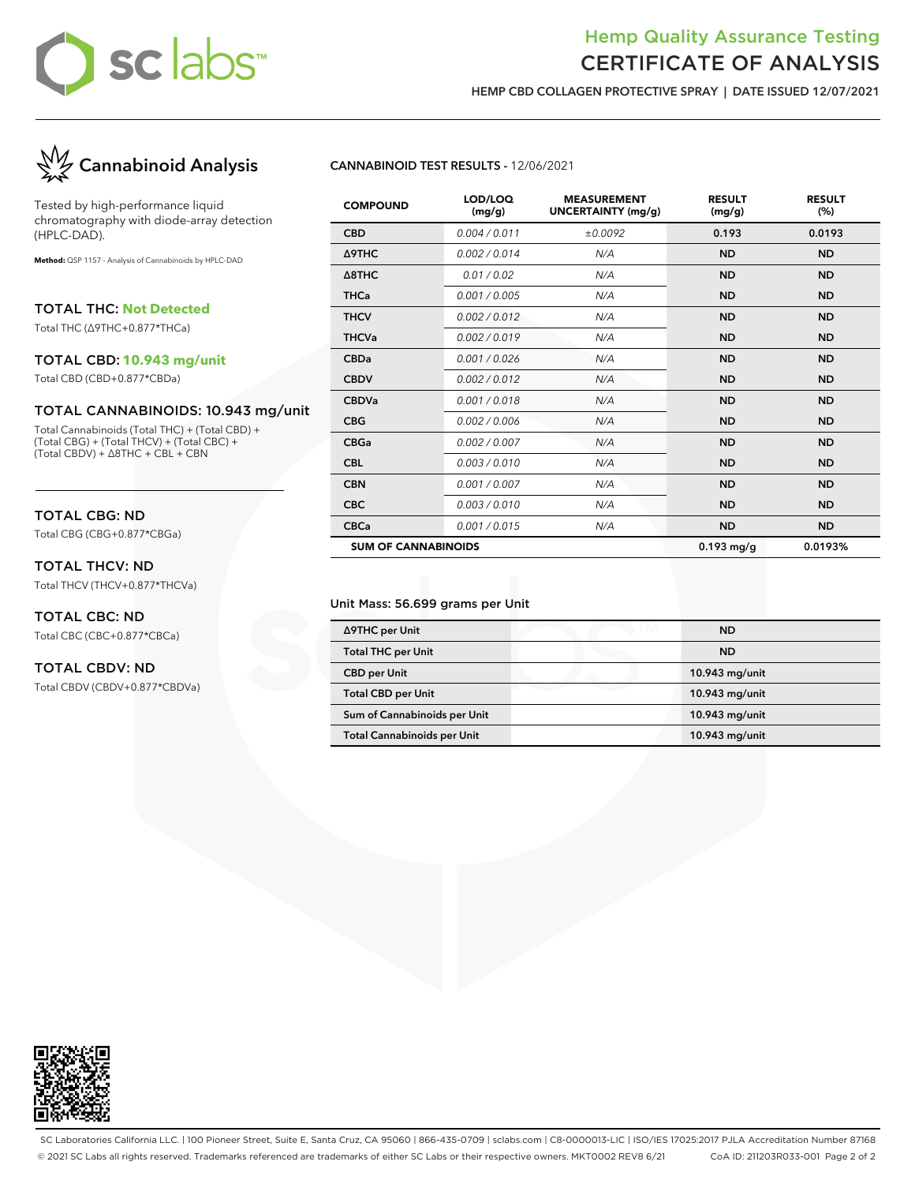# Hemp Quality Assurance Testing
# CERTIFICATE OF ANALYSIS

HEMP CBD COLLAGEN PROTECTIVE SPRAY | DATE ISSUED 12/07/2021

## Cannabinoid Analysis

Tested by high-performance liquid chromatography with diode-array detection (HPLC-DAD).

**Method:** QSP 1157 - Analysis of Cannabinoids by HPLC-DAD

### TOTAL THC: Not Detected

Total THC (Δ9THC+0.877*THCa)

### TOTAL CBD: 10.943 mg/unit

Total CBD (CBD+0.877*CBDa)

### TOTAL CANNABINOIDS: 10.943 mg/unit

Total Cannabinoids (Total THC) + (Total CBD) + (Total CBG) + (Total THCV) + (Total CBC) + (Total CBDV) + Δ8THC + CBL + CBN

### TOTAL CBG: ND

Total CBG (CBG+0.877*CBGa)

### TOTAL THCV: ND

Total THCV (THCV+0.877*THCVa)

### TOTAL CBC: ND

Total CBC (CBC+0.877*CBCa)

### TOTAL CBDV: ND

Total CBDV (CBDV+0.877*CBDVa)

**CANNABINOID TEST RESULTS** - 12/06/2021

| COMPOUND | LOD/LOQ (mg/g) | MEASUREMENT UNCERTAINTY (mg/g) | RESULT (mg/g) | RESULT (%) |
|---|---|---|---|---|
| CBD | 0.004 / 0.011 | ±0.0092 | 0.193 | 0.0193 |
| Δ9THC | 0.002 / 0.014 | N/A | ND | ND |
| Δ8THC | 0.01 / 0.02 | N/A | ND | ND |
| THCa | 0.001 / 0.005 | N/A | ND | ND |
| THCV | 0.002 / 0.012 | N/A | ND | ND |
| THCVa | 0.002 / 0.019 | N/A | ND | ND |
| CBDa | 0.001 / 0.026 | N/A | ND | ND |
| CBDV | 0.002 / 0.012 | N/A | ND | ND |
| CBDVa | 0.001 / 0.018 | N/A | ND | ND |
| CBG | 0.002 / 0.006 | N/A | ND | ND |
| CBGa | 0.002 / 0.007 | N/A | ND | ND |
| CBL | 0.003 / 0.010 | N/A | ND | ND |
| CBN | 0.001 / 0.007 | N/A | ND | ND |
| CBC | 0.003 / 0.010 | N/A | ND | ND |
| CBCa | 0.001 / 0.015 | N/A | ND | ND |
| **SUM OF CANNABINOIDS** | | | 0.193 mg/g | 0.0193% |

Unit Mass: 56.699 grams per Unit

| | |
|---|---|
| Δ9THC per Unit | ND |
| Total THC per Unit | ND |
| CBD per Unit | 10.943 mg/unit |
| Total CBD per Unit | 10.943 mg/unit |
| Sum of Cannabinoids per Unit | 10.943 mg/unit |
| Total Cannabinoids per Unit | 10.943 mg/unit |

SC Laboratories California LLC. | 100 Pioneer Street, Suite E, Santa Cruz, CA 95060 | 866-435-0709 | sclabs.com | C8-0000013-LIC | ISO/IES 17025:2017 PJLA Accreditation Number 87168
© 2021 SC Labs all rights reserved. Trademarks referenced are trademarks of either SC Labs or their respective owners. MKT0002 REV8 6/21 CoA ID: 211203R033-001